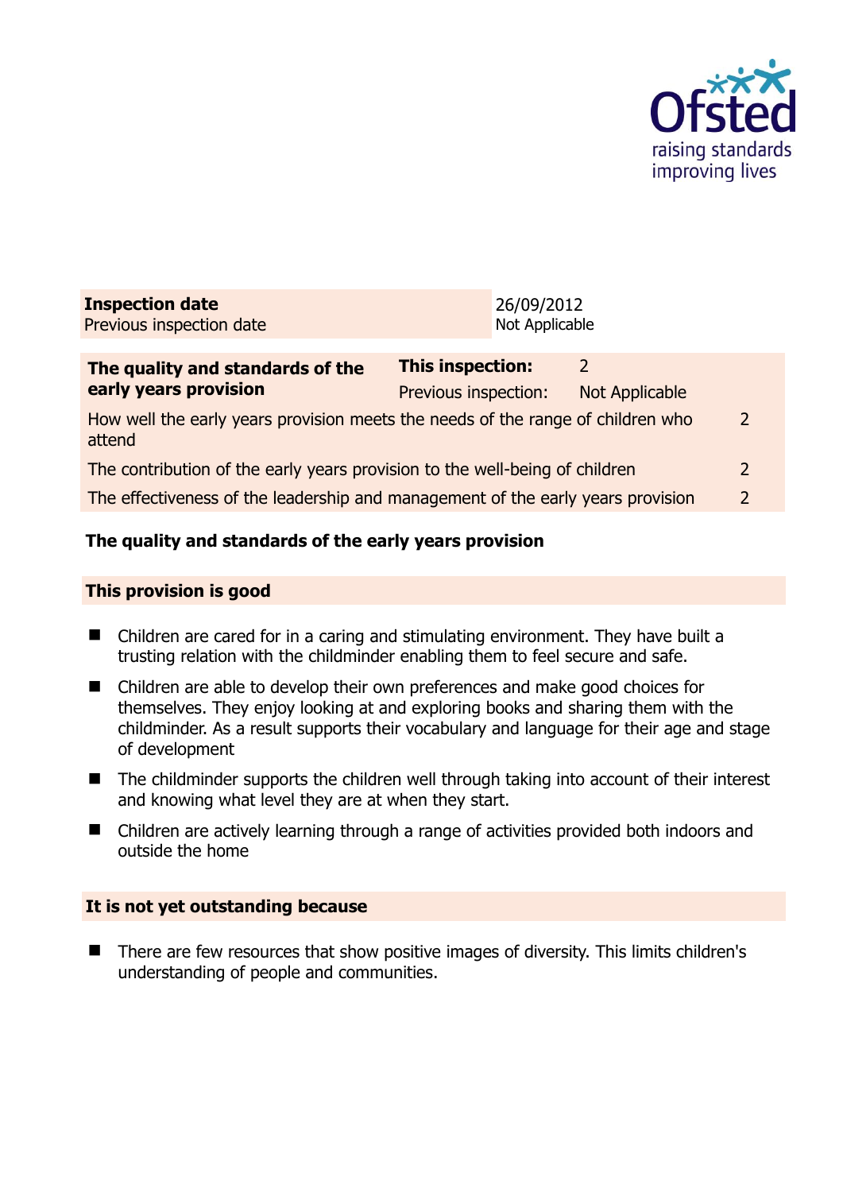Ofsted
raising standards
improving lives

| **Inspection date** | 26/09/2012 |
|---|---|
| Previous inspection date | Not Applicable |

| **The quality and standards of the early years provision** | **This inspection:** | 2 | |
|---|---|---|---|
| | Previous inspection: | Not Applicable | |
| How well the early years provision meets the needs of the range of children who attend | | | 2 |
| The contribution of the early years provision to the well-being of children | | | 2 |
| The effectiveness of the leadership and management of the early years provision | | | 2 |

## The quality and standards of the early years provision

### This provision is good

- Children are cared for in a caring and stimulating environment. They have built a trusting relation with the childminder enabling them to feel secure and safe.
- Children are able to develop their own preferences and make good choices for themselves. They enjoy looking at and exploring books and sharing them with the childminder. As a result supports their vocabulary and language for their age and stage of development
- The childminder supports the children well through taking into account of their interest and knowing what level they are at when they start.
- Children are actively learning through a range of activities provided both indoors and outside the home

### It is not yet outstanding because

- There are few resources that show positive images of diversity. This limits children's understanding of people and communities.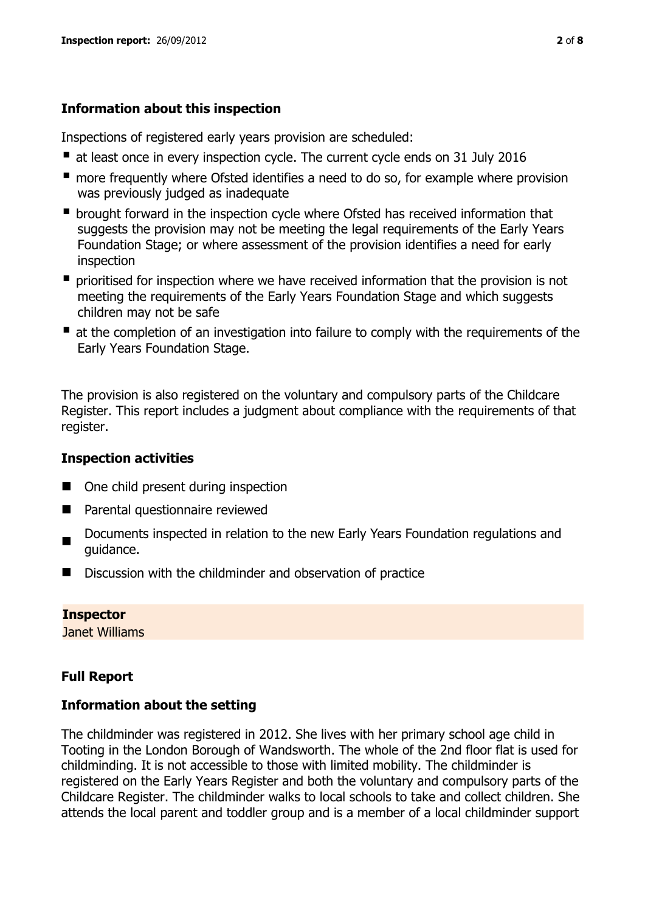### Information about this inspection

Inspections of registered early years provision are scheduled:

- at least once in every inspection cycle. The current cycle ends on 31 July 2016
- more frequently where Ofsted identifies a need to do so, for example where provision was previously judged as inadequate
- brought forward in the inspection cycle where Ofsted has received information that suggests the provision may not be meeting the legal requirements of the Early Years Foundation Stage; or where assessment of the provision identifies a need for early inspection
- prioritised for inspection where we have received information that the provision is not meeting the requirements of the Early Years Foundation Stage and which suggests children may not be safe
- at the completion of an investigation into failure to comply with the requirements of the Early Years Foundation Stage.

The provision is also registered on the voluntary and compulsory parts of the Childcare Register. This report includes a judgment about compliance with the requirements of that register.

### Inspection activities

- One child present during inspection
- Parental questionnaire reviewed
- Documents inspected in relation to the new Early Years Foundation regulations and guidance.
- Discussion with the childminder and observation of practice

**Inspector**
Janet Williams

### Full Report

### Information about the setting

The childminder was registered in 2012. She lives with her primary school age child in Tooting in the London Borough of Wandsworth. The whole of the 2nd floor flat is used for childminding. It is not accessible to those with limited mobility. The childminder is registered on the Early Years Register and both the voluntary and compulsory parts of the Childcare Register. The childminder walks to local schools to take and collect children. She attends the local parent and toddler group and is a member of a local childminder support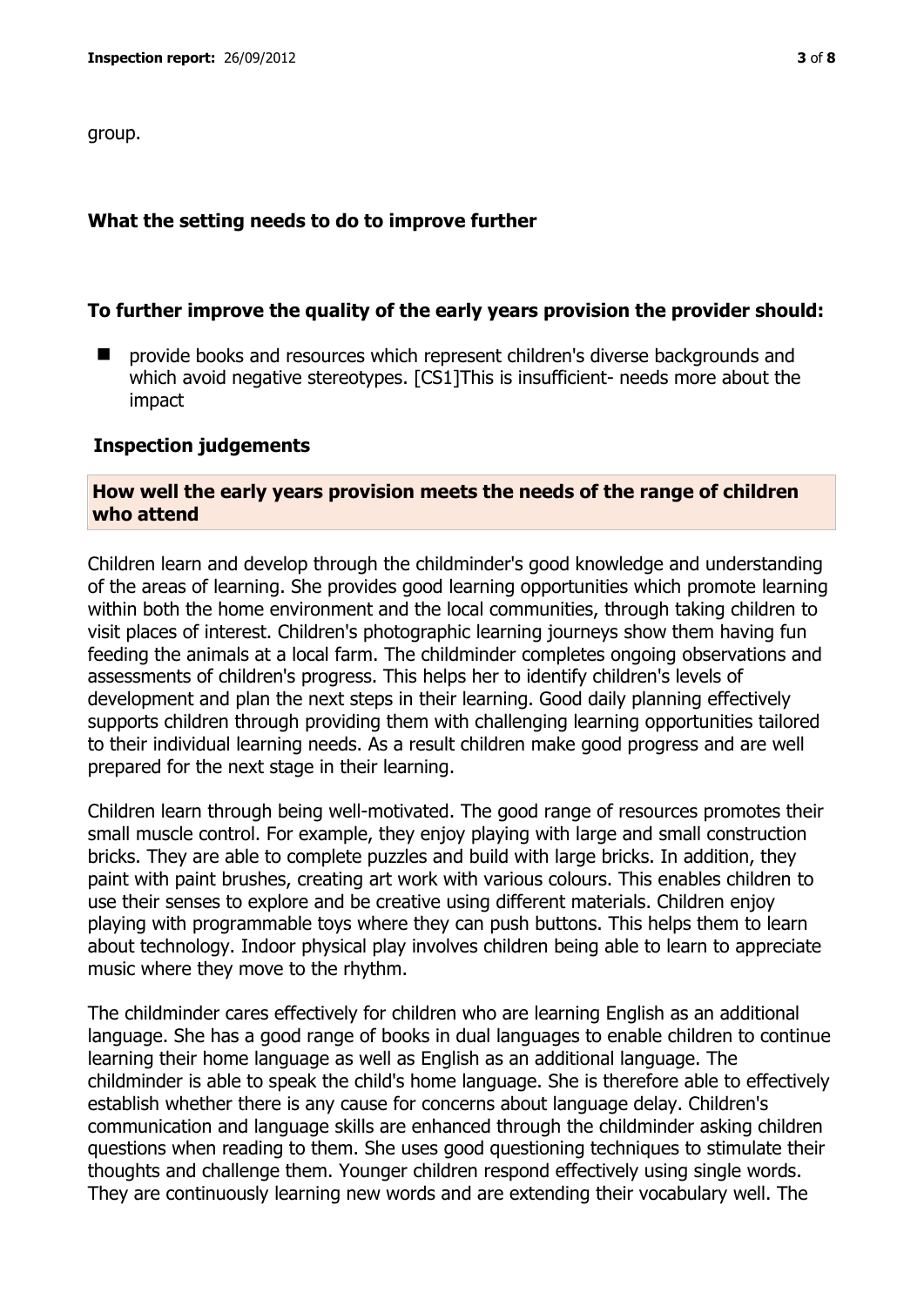group.

### What the setting needs to do to improve further

#### To further improve the quality of the early years provision the provider should:

- provide books and resources which represent children's diverse backgrounds and which avoid negative stereotypes. [CS1]This is insufficient- needs more about the impact

### Inspection judgements

#### How well the early years provision meets the needs of the range of children who attend

Children learn and develop through the childminder's good knowledge and understanding of the areas of learning. She provides good learning opportunities which promote learning within both the home environment and the local communities, through taking children to visit places of interest. Children's photographic learning journeys show them having fun feeding the animals at a local farm. The childminder completes ongoing observations and assessments of children's progress. This helps her to identify children's levels of development and plan the next steps in their learning. Good daily planning effectively supports children through providing them with challenging learning opportunities tailored to their individual learning needs. As a result children make good progress and are well prepared for the next stage in their learning.

Children learn through being well-motivated. The good range of resources promotes their small muscle control. For example, they enjoy playing with large and small construction bricks. They are able to complete puzzles and build with large bricks. In addition, they paint with paint brushes, creating art work with various colours. This enables children to use their senses to explore and be creative using different materials. Children enjoy playing with programmable toys where they can push buttons. This helps them to learn about technology. Indoor physical play involves children being able to learn to appreciate music where they move to the rhythm.

The childminder cares effectively for children who are learning English as an additional language. She has a good range of books in dual languages to enable children to continue learning their home language as well as English as an additional language. The childminder is able to speak the child's home language. She is therefore able to effectively establish whether there is any cause for concerns about language delay. Children's communication and language skills are enhanced through the childminder asking children questions when reading to them. She uses good questioning techniques to stimulate their thoughts and challenge them. Younger children respond effectively using single words. They are continuously learning new words and are extending their vocabulary well. The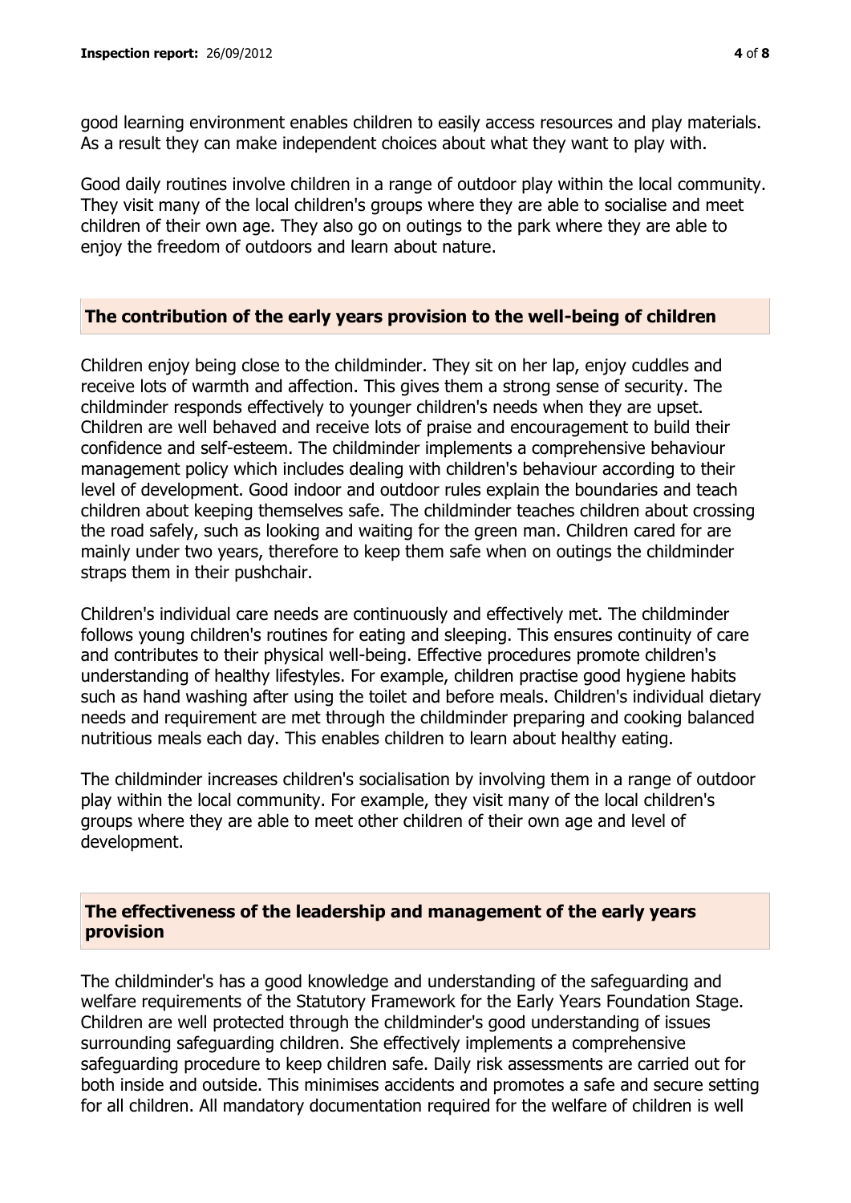good learning environment enables children to easily access resources and play materials. As a result they can make independent choices about what they want to play with.

Good daily routines involve children in a range of outdoor play within the local community. They visit many of the local children's groups where they are able to socialise and meet children of their own age. They also go on outings to the park where they are able to enjoy the freedom of outdoors and learn about nature.

## The contribution of the early years provision to the well-being of children

Children enjoy being close to the childminder. They sit on her lap, enjoy cuddles and receive lots of warmth and affection. This gives them a strong sense of security. The childminder responds effectively to younger children's needs when they are upset. Children are well behaved and receive lots of praise and encouragement to build their confidence and self-esteem. The childminder implements a comprehensive behaviour management policy which includes dealing with children's behaviour according to their level of development. Good indoor and outdoor rules explain the boundaries and teach children about keeping themselves safe. The childminder teaches children about crossing the road safely, such as looking and waiting for the green man. Children cared for are mainly under two years, therefore to keep them safe when on outings the childminder straps them in their pushchair.

Children's individual care needs are continuously and effectively met. The childminder follows young children's routines for eating and sleeping. This ensures continuity of care and contributes to their physical well-being. Effective procedures promote children's understanding of healthy lifestyles. For example, children practise good hygiene habits such as hand washing after using the toilet and before meals. Children's individual dietary needs and requirement are met through the childminder preparing and cooking balanced nutritious meals each day. This enables children to learn about healthy eating.

The childminder increases children's socialisation by involving them in a range of outdoor play within the local community. For example, they visit many of the local children's groups where they are able to meet other children of their own age and level of development.

## The effectiveness of the leadership and management of the early years provision

The childminder's has a good knowledge and understanding of the safeguarding and welfare requirements of the Statutory Framework for the Early Years Foundation Stage. Children are well protected through the childminder's good understanding of issues surrounding safeguarding children. She effectively implements a comprehensive safeguarding procedure to keep children safe. Daily risk assessments are carried out for both inside and outside. This minimises accidents and promotes a safe and secure setting for all children. All mandatory documentation required for the welfare of children is well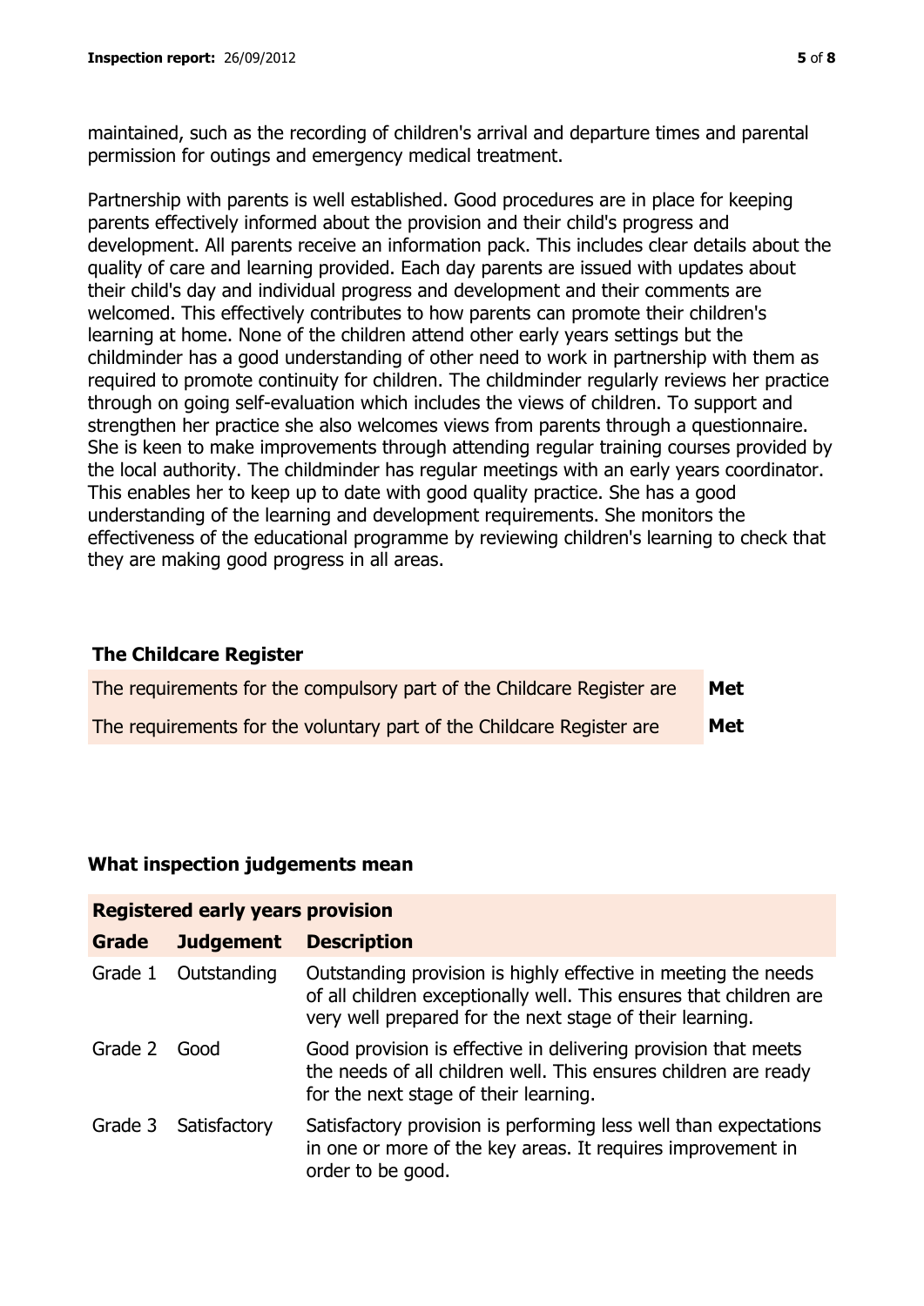maintained, such as the recording of children's arrival and departure times and parental permission for outings and emergency medical treatment.

Partnership with parents is well established. Good procedures are in place for keeping parents effectively informed about the provision and their child's progress and development. All parents receive an information pack. This includes clear details about the quality of care and learning provided. Each day parents are issued with updates about their child's day and individual progress and development and their comments are welcomed. This effectively contributes to how parents can promote their children's learning at home. None of the children attend other early years settings but the childminder has a good understanding of other need to work in partnership with them as required to promote continuity for children. The childminder regularly reviews her practice through on going self-evaluation which includes the views of children. To support and strengthen her practice she also welcomes views from parents through a questionnaire. She is keen to make improvements through attending regular training courses provided by the local authority. The childminder has regular meetings with an early years coordinator. This enables her to keep up to date with good quality practice. She has a good understanding of the learning and development requirements. She monitors the effectiveness of the educational programme by reviewing children's learning to check that they are making good progress in all areas.

## The Childcare Register

| | |
|---|---|
| The requirements for the compulsory part of the Childcare Register are | **Met** |
| The requirements for the voluntary part of the Childcare Register are | **Met** |

## What inspection judgements mean

| **Registered early years provision** | | |
|---|---|---|
| **Grade** | **Judgement** | **Description** |
| Grade 1 | Outstanding | Outstanding provision is highly effective in meeting the needs of all children exceptionally well. This ensures that children are very well prepared for the next stage of their learning. |
| Grade 2 | Good | Good provision is effective in delivering provision that meets the needs of all children well. This ensures children are ready for the next stage of their learning. |
| Grade 3 | Satisfactory | Satisfactory provision is performing less well than expectations in one or more of the key areas. It requires improvement in order to be good. |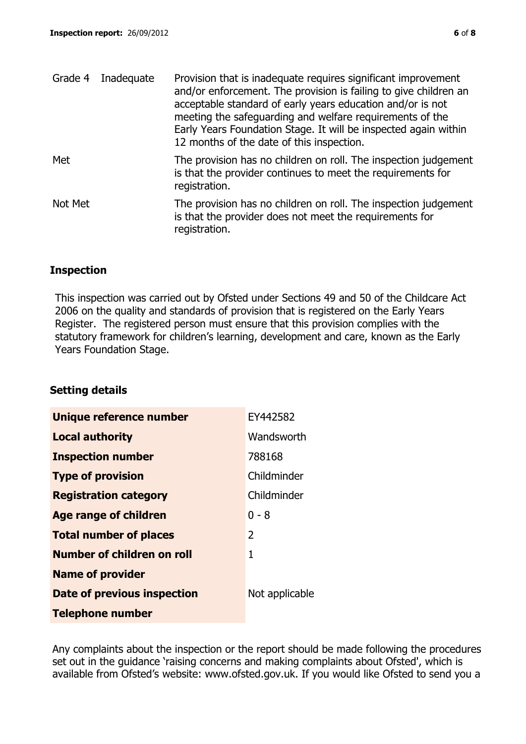| | | |
|---|---|---|
| Grade 4 | Inadequate | Provision that is inadequate requires significant improvement and/or enforcement. The provision is failing to give children an acceptable standard of early years education and/or is not meeting the safeguarding and welfare requirements of the Early Years Foundation Stage. It will be inspected again within 12 months of the date of this inspection. |
| Met | | The provision has no children on roll. The inspection judgement is that the provider continues to meet the requirements for registration. |
| Not Met | | The provision has no children on roll. The inspection judgement is that the provider does not meet the requirements for registration. |

## Inspection

This inspection was carried out by Ofsted under Sections 49 and 50 of the Childcare Act 2006 on the quality and standards of provision that is registered on the Early Years Register. The registered person must ensure that this provision complies with the statutory framework for children's learning, development and care, known as the Early Years Foundation Stage.

## Setting details

| | |
|---|---|
| **Unique reference number** | EY442582 |
| **Local authority** | Wandsworth |
| **Inspection number** | 788168 |
| **Type of provision** | Childminder |
| **Registration category** | Childminder |
| **Age range of children** | 0 - 8 |
| **Total number of places** | 2 |
| **Number of children on roll** | 1 |
| **Name of provider** | |
| **Date of previous inspection** | Not applicable |
| **Telephone number** | |

Any complaints about the inspection or the report should be made following the procedures set out in the guidance 'raising concerns and making complaints about Ofsted', which is available from Ofsted's website: www.ofsted.gov.uk. If you would like Ofsted to send you a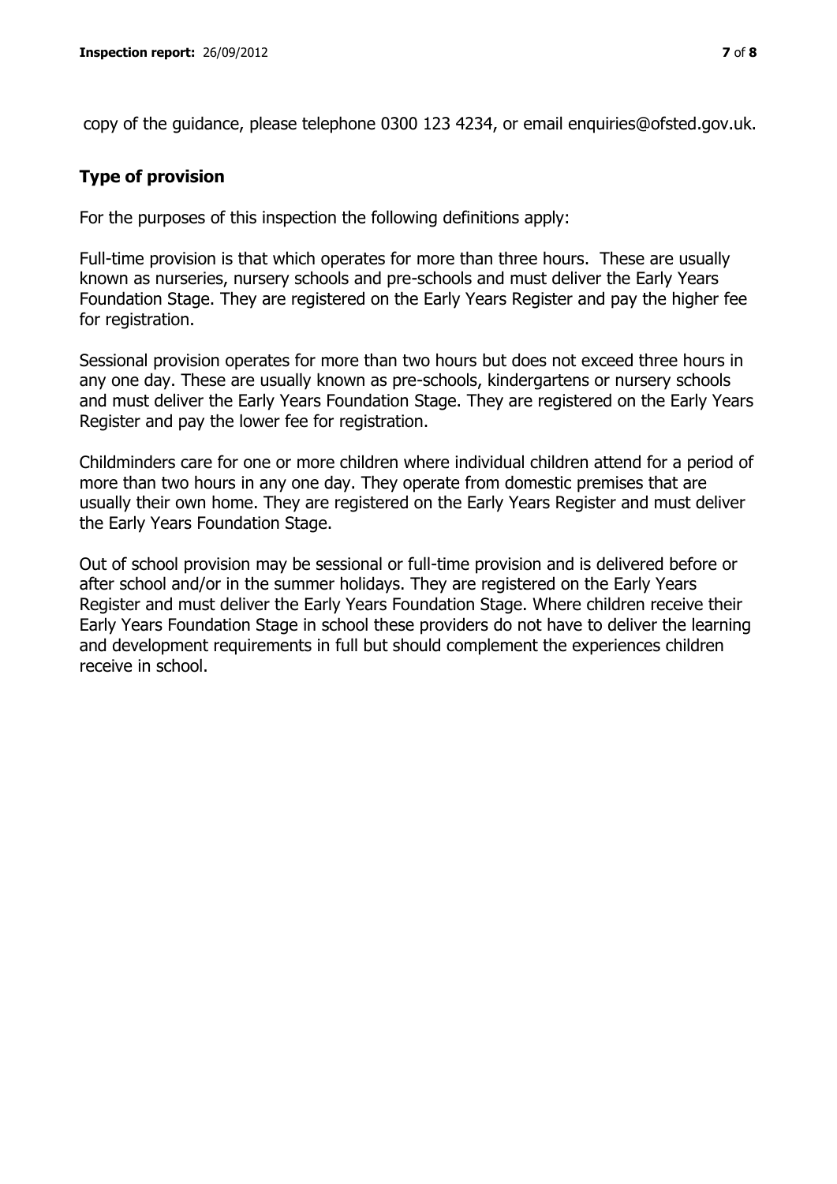copy of the guidance, please telephone 0300 123 4234, or email enquiries@ofsted.gov.uk.

## Type of provision

For the purposes of this inspection the following definitions apply:

Full-time provision is that which operates for more than three hours. These are usually known as nurseries, nursery schools and pre-schools and must deliver the Early Years Foundation Stage. They are registered on the Early Years Register and pay the higher fee for registration.

Sessional provision operates for more than two hours but does not exceed three hours in any one day. These are usually known as pre-schools, kindergartens or nursery schools and must deliver the Early Years Foundation Stage. They are registered on the Early Years Register and pay the lower fee for registration.

Childminders care for one or more children where individual children attend for a period of more than two hours in any one day. They operate from domestic premises that are usually their own home. They are registered on the Early Years Register and must deliver the Early Years Foundation Stage.

Out of school provision may be sessional or full-time provision and is delivered before or after school and/or in the summer holidays. They are registered on the Early Years Register and must deliver the Early Years Foundation Stage. Where children receive their Early Years Foundation Stage in school these providers do not have to deliver the learning and development requirements in full but should complement the experiences children receive in school.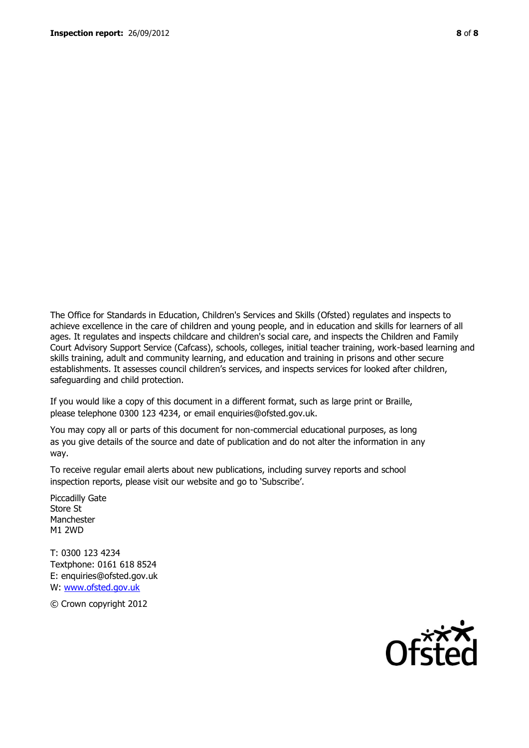The Office for Standards in Education, Children's Services and Skills (Ofsted) regulates and inspects to achieve excellence in the care of children and young people, and in education and skills for learners of all ages. It regulates and inspects childcare and children's social care, and inspects the Children and Family Court Advisory Support Service (Cafcass), schools, colleges, initial teacher training, work-based learning and skills training, adult and community learning, and education and training in prisons and other secure establishments. It assesses council children's services, and inspects services for looked after children, safeguarding and child protection.

If you would like a copy of this document in a different format, such as large print or Braille, please telephone 0300 123 4234, or email enquiries@ofsted.gov.uk.

You may copy all or parts of this document for non-commercial educational purposes, as long as you give details of the source and date of publication and do not alter the information in any way.

To receive regular email alerts about new publications, including survey reports and school inspection reports, please visit our website and go to 'Subscribe'.

Piccadilly Gate
Store St
Manchester
M1 2WD

T: 0300 123 4234
Textphone: 0161 618 8524
E: enquiries@ofsted.gov.uk
W: www.ofsted.gov.uk

© Crown copyright 2012

Ofsted